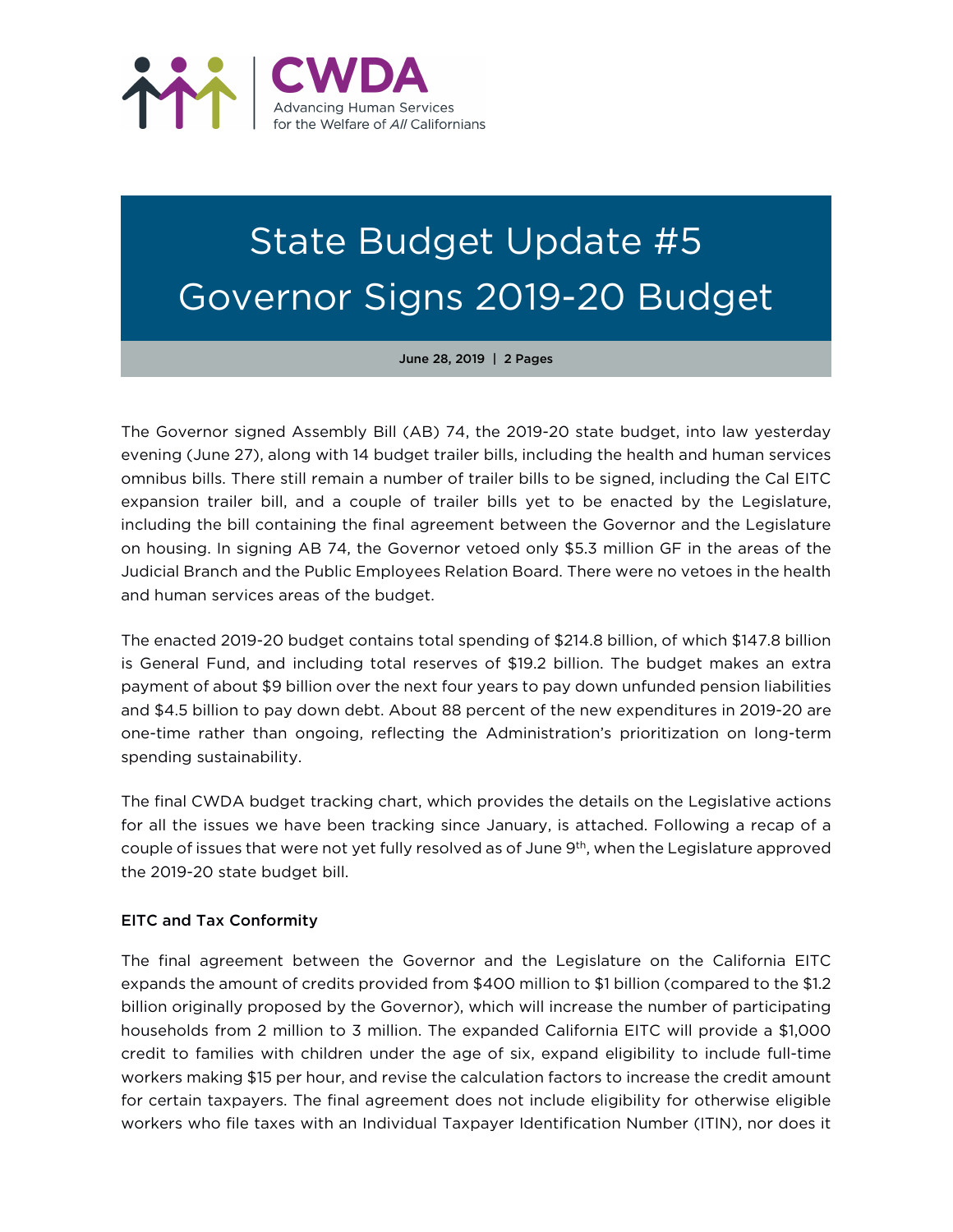CWDA

Advancing Human Services for the Welfare of *All* Californians

# State Budget Update #5
# Governor Signs 2019-20 Budget

**June 28, 2019 | 2 Pages**

The Governor signed Assembly Bill (AB) 74, the 2019-20 state budget, into law yesterday evening (June 27), along with 14 budget trailer bills, including the health and human services omnibus bills. There still remain a number of trailer bills to be signed, including the Cal EITC expansion trailer bill, and a couple of trailer bills yet to be enacted by the Legislature, including the bill containing the final agreement between the Governor and the Legislature on housing. In signing AB 74, the Governor vetoed only $5.3 million GF in the areas of the Judicial Branch and the Public Employees Relation Board. There were no vetoes in the health and human services areas of the budget.

The enacted 2019-20 budget contains total spending of $214.8 billion, of which $147.8 billion is General Fund, and including total reserves of $19.2 billion. The budget makes an extra payment of about $9 billion over the next four years to pay down unfunded pension liabilities and $4.5 billion to pay down debt. About 88 percent of the new expenditures in 2019-20 are one-time rather than ongoing, reflecting the Administration's prioritization on long-term spending sustainability.

The final CWDA budget tracking chart, which provides the details on the Legislative actions for all the issues we have been tracking since January, is attached. Following a recap of a couple of issues that were not yet fully resolved as of June 9th, when the Legislature approved the 2019-20 state budget bill.

### EITC and Tax Conformity

The final agreement between the Governor and the Legislature on the California EITC expands the amount of credits provided from $400 million to $1 billion (compared to the $1.2 billion originally proposed by the Governor), which will increase the number of participating households from 2 million to 3 million. The expanded California EITC will provide a $1,000 credit to families with children under the age of six, expand eligibility to include full-time workers making $15 per hour, and revise the calculation factors to increase the credit amount for certain taxpayers. The final agreement does not include eligibility for otherwise eligible workers who file taxes with an Individual Taxpayer Identification Number (ITIN), nor does it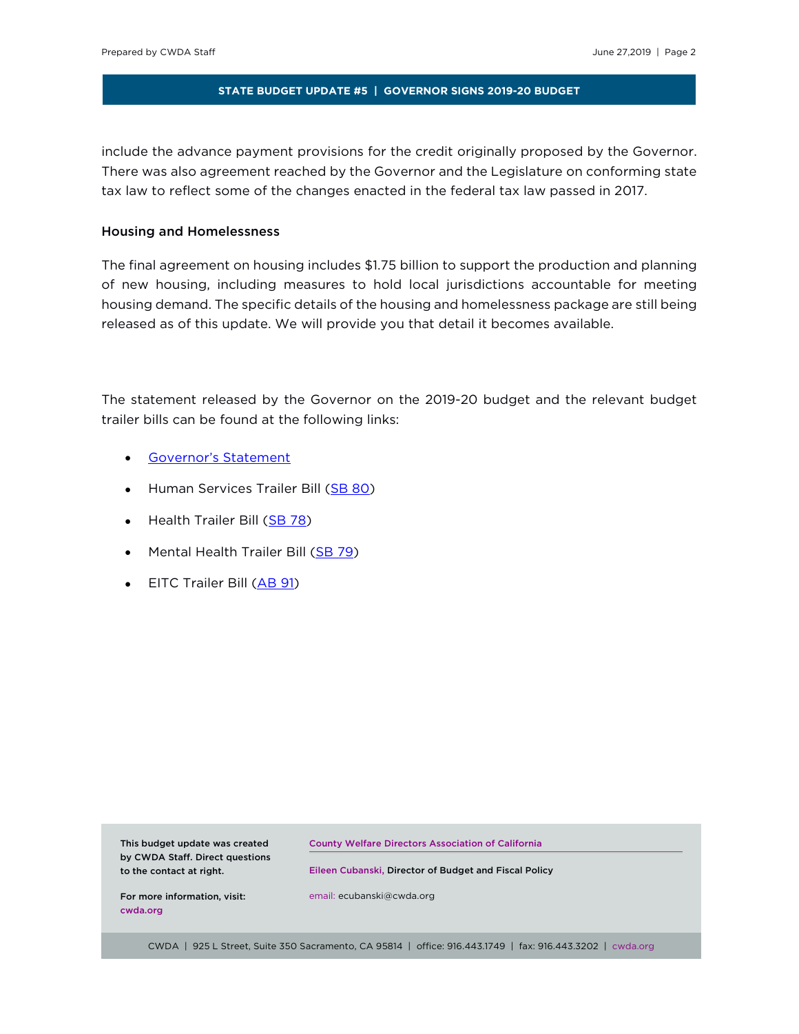include the advance payment provisions for the credit originally proposed by the Governor. There was also agreement reached by the Governor and the Legislature on conforming state tax law to reflect some of the changes enacted in the federal tax law passed in 2017.

### Housing and Homelessness

The final agreement on housing includes $1.75 billion to support the production and planning of new housing, including measures to hold local jurisdictions accountable for meeting housing demand. The specific details of the housing and homelessness package are still being released as of this update. We will provide you that detail it becomes available.

The statement released by the Governor on the 2019-20 budget and the relevant budget trailer bills can be found at the following links:

- Governor's Statement
- Human Services Trailer Bill (SB 80)
- Health Trailer Bill (SB 78)
- Mental Health Trailer Bill (SB 79)
- EITC Trailer Bill (AB 91)

**This budget update was created by CWDA Staff. Direct questions to the contact at right.**

**For more information, visit: cwda.org**

**County Welfare Directors Association of California**

**Eileen Cubanski, Director of Budget and Fiscal Policy**

email: ecubanski@cwda.org

CWDA | 925 L Street, Suite 350 Sacramento, CA 95814 | office: 916.443.1749 | fax: 916.443.3202 | cwda.org